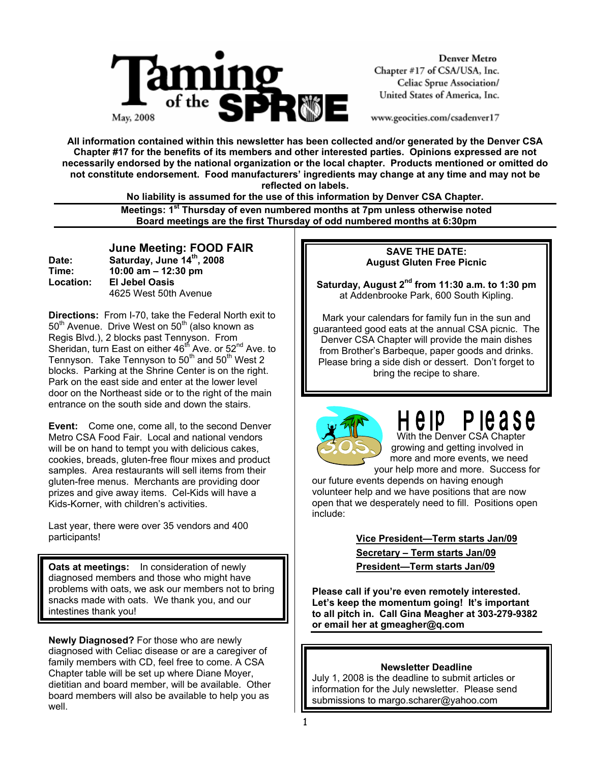# Taming of the SPRUE

May, 2008

Denver Metro
Chapter #17 of CSA/USA, Inc.
Celiac Sprue Association/
United States of America, Inc.

www.geocities.com/csadenver17

**All information contained within this newsletter has been collected and/or generated by the Denver CSA Chapter #17 for the benefits of its members and other interested parties. Opinions expressed are not necessarily endorsed by the national organization or the local chapter. Products mentioned or omitted do not constitute endorsement. Food manufacturers' ingredients may change at any time and may not be reflected on labels.**

**No liability is assumed for the use of this information by Denver CSA Chapter.**

**Meetings: 1st Thursday of even numbered months at 7pm unless otherwise noted**
**Board meetings are the first Thursday of odd numbered months at 6:30pm**

## June Meeting: FOOD FAIR

**Date:** **Saturday, June 14th, 2008**
**Time:** **10:00 am – 12:30 pm**
**Location:** **El Jebel Oasis**
4625 West 50th Avenue

**Directions:** From I-70, take the Federal North exit to 50th Avenue. Drive West on 50th (also known as Regis Blvd.), 2 blocks past Tennyson. From Sheridan, turn East on either 46th Ave. or 52nd Ave. to Tennyson. Take Tennyson to 50th and 50th West 2 blocks. Parking at the Shrine Center is on the right. Park on the east side and enter at the lower level door on the Northeast side or to the right of the main entrance on the south side and down the stairs.

**Event:** Come one, come all, to the second Denver Metro CSA Food Fair. Local and national vendors will be on hand to tempt you with delicious cakes, cookies, breads, gluten-free flour mixes and product samples. Area restaurants will sell items from their gluten-free menus. Merchants are providing door prizes and give away items. Cel-Kids will have a Kids-Korner, with children's activities.

Last year, there were over 35 vendors and 400 participants!

**Oats at meetings:** In consideration of newly diagnosed members and those who might have problems with oats, we ask our members not to bring snacks made with oats. We thank you, and our intestines thank you!

**Newly Diagnosed?** For those who are newly diagnosed with Celiac disease or are a caregiver of family members with CD, feel free to come. A CSA Chapter table will be set up where Diane Moyer, dietitian and board member, will be available. Other board members will also be available to help you as well.

**SAVE THE DATE:**
**August Gluten Free Picnic**

**Saturday, August 2nd from 11:30 a.m. to 1:30 pm** at Addenbrooke Park, 600 South Kipling.

Mark your calendars for family fun in the sun and guaranteed good eats at the annual CSA picnic. The Denver CSA Chapter will provide the main dishes from Brother's Barbeque, paper goods and drinks. Please bring a side dish or dessert. Don't forget to bring the recipe to share.

## Help Please

With the Denver CSA Chapter growing and getting involved in more and more events, we need your help more and more. Success for our future events depends on having enough volunteer help and we have positions that are now open that we desperately need to fill. Positions open include:

**Vice President—Term starts Jan/09**
**Secretary – Term starts Jan/09**
**President—Term starts Jan/09**

**Please call if you're even remotely interested. Let's keep the momentum going! It's important to all pitch in. Call Gina Meagher at 303-279-9382 or email her at gmeagher@q.com**

**Newsletter Deadline**

July 1, 2008 is the deadline to submit articles or information for the July newsletter. Please send submissions to margo.scharer@yahoo.com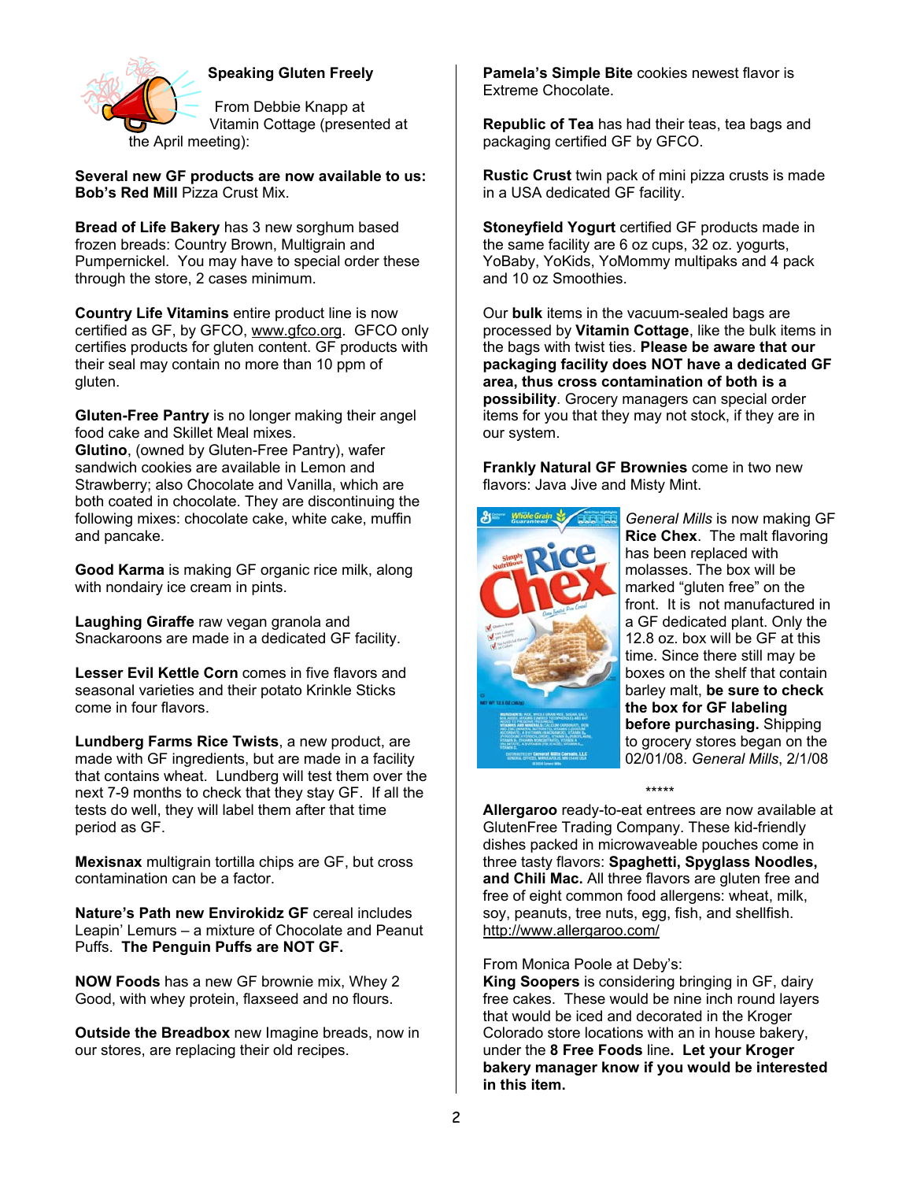## Speaking Gluten Freely

From Debbie Knapp at Vitamin Cottage (presented at the April meeting):

**Several new GF products are now available to us: Bob's Red Mill** Pizza Crust Mix.

**Bread of Life Bakery** has 3 new sorghum based frozen breads: Country Brown, Multigrain and Pumpernickel. You may have to special order these through the store, 2 cases minimum.

**Country Life Vitamins** entire product line is now certified as GF, by GFCO, www.gfco.org. GFCO only certifies products for gluten content. GF products with their seal may contain no more than 10 ppm of gluten.

**Gluten-Free Pantry** is no longer making their angel food cake and Skillet Meal mixes.
**Glutino**, (owned by Gluten-Free Pantry), wafer sandwich cookies are available in Lemon and Strawberry; also Chocolate and Vanilla, which are both coated in chocolate. They are discontinuing the following mixes: chocolate cake, white cake, muffin and pancake.

**Good Karma** is making GF organic rice milk, along with nondairy ice cream in pints.

**Laughing Giraffe** raw vegan granola and Snackaroons are made in a dedicated GF facility.

**Lesser Evil Kettle Corn** comes in five flavors and seasonal varieties and their potato Krinkle Sticks come in four flavors.

**Lundberg Farms Rice Twists**, a new product, are made with GF ingredients, but are made in a facility that contains wheat. Lundberg will test them over the next 7-9 months to check that they stay GF. If all the tests do well, they will label them after that time period as GF.

**Mexisnax** multigrain tortilla chips are GF, but cross contamination can be a factor.

**Nature's Path new Envirokidz GF** cereal includes Leapin' Lemurs – a mixture of Chocolate and Peanut Puffs. **The Penguin Puffs are NOT GF.**

**NOW Foods** has a new GF brownie mix, Whey 2 Good, with whey protein, flaxseed and no flours.

**Outside the Breadbox** new Imagine breads, now in our stores, are replacing their old recipes.

**Pamela's Simple Bite** cookies newest flavor is Extreme Chocolate.

**Republic of Tea** has had their teas, tea bags and packaging certified GF by GFCO.

**Rustic Crust** twin pack of mini pizza crusts is made in a USA dedicated GF facility.

**Stoneyfield Yogurt** certified GF products made in the same facility are 6 oz cups, 32 oz. yogurts, YoBaby, YoKids, YoMommy multipaks and 4 pack and 10 oz Smoothies.

Our **bulk** items in the vacuum-sealed bags are processed by **Vitamin Cottage**, like the bulk items in the bags with twist ties. **Please be aware that our packaging facility does NOT have a dedicated GF area, thus cross contamination of both is a possibility**. Grocery managers can special order items for you that they may not stock, if they are in our system.

**Frankly Natural GF Brownies** come in two new flavors: Java Jive and Misty Mint.

*General Mills* is now making GF **Rice Chex**. The malt flavoring has been replaced with molasses. The box will be marked "gluten free" on the front. It is not manufactured in a GF dedicated plant. Only the 12.8 oz. box will be GF at this time. Since there still may be boxes on the shelf that contain barley malt, **be sure to check the box for GF labeling before purchasing.** Shipping to grocery stores began on the 02/01/08. *General Mills*, 2/1/08

*****

**Allergaroo** ready-to-eat entrees are now available at GlutenFree Trading Company. These kid-friendly dishes packed in microwaveable pouches come in three tasty flavors: **Spaghetti, Spyglass Noodles, and Chili Mac.** All three flavors are gluten free and free of eight common food allergens: wheat, milk, soy, peanuts, tree nuts, egg, fish, and shellfish. http://www.allergaroo.com/

From Monica Poole at Deby's:
**King Soopers** is considering bringing in GF, dairy free cakes. These would be nine inch round layers that would be iced and decorated in the Kroger Colorado store locations with an in house bakery, under the **8 Free Foods** line**. Let your Kroger bakery manager know if you would be interested in this item.**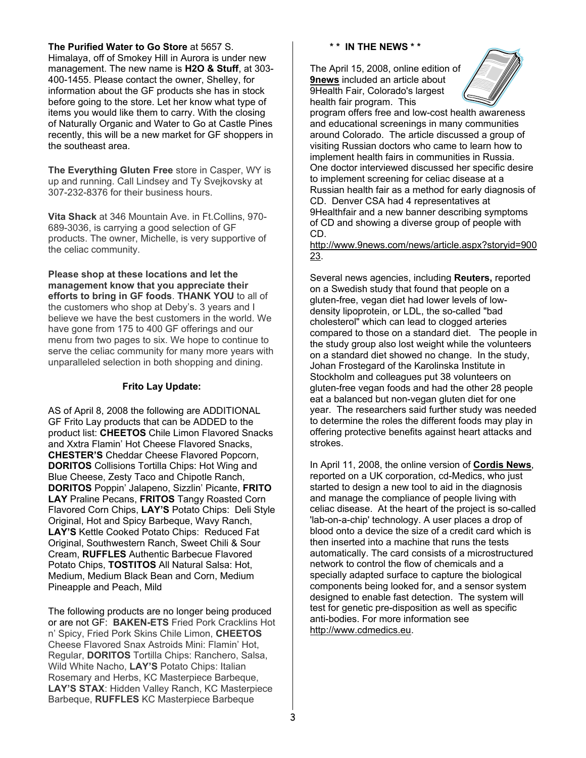**The Purified Water to Go Store** at 5657 S. Himalaya, off of Smokey Hill in Aurora is under new management. The new name is **H2O & Stuff**, at 303-400-1455. Please contact the owner, Shelley, for information about the GF products she has in stock before going to the store. Let her know what type of items you would like them to carry. With the closing of Naturally Organic and Water to Go at Castle Pines recently, this will be a new market for GF shoppers in the southeast area.

**The Everything Gluten Free** store in Casper, WY is up and running. Call Lindsey and Ty Svejkovsky at 307-232-8376 for their business hours.

**Vita Shack** at 346 Mountain Ave. in Ft.Collins, 970-689-3036, is carrying a good selection of GF products. The owner, Michelle, is very supportive of the celiac community.

**Please shop at these locations and let the management know that you appreciate their efforts to bring in GF foods**. **THANK YOU** to all of the customers who shop at Deby's. 3 years and I believe we have the best customers in the world. We have gone from 175 to 400 GF offerings and our menu from two pages to six. We hope to continue to serve the celiac community for many more years with unparalleled selection in both shopping and dining.

### Frito Lay Update:

AS of April 8, 2008 the following are ADDITIONAL GF Frito Lay products that can be ADDED to the product list: **CHEETOS** Chile Limon Flavored Snacks and Xxtra Flamin' Hot Cheese Flavored Snacks, **CHESTER'S** Cheddar Cheese Flavored Popcorn, **DORITOS** Collisions Tortilla Chips: Hot Wing and Blue Cheese, Zesty Taco and Chipotle Ranch, **DORITOS** Poppin' Jalapeno, Sizzlin' Picante, **FRITO LAY** Praline Pecans, **FRITOS** Tangy Roasted Corn Flavored Corn Chips, **LAY'S** Potato Chips: Deli Style Original, Hot and Spicy Barbeque, Wavy Ranch, **LAY'S** Kettle Cooked Potato Chips: Reduced Fat Original, Southwestern Ranch, Sweet Chili & Sour Cream, **RUFFLES** Authentic Barbecue Flavored Potato Chips, **TOSTITOS** All Natural Salsa: Hot, Medium, Medium Black Bean and Corn, Medium Pineapple and Peach, Mild

The following products are no longer being produced or are not GF: **BAKEN-ETS** Fried Pork Cracklins Hot n' Spicy, Fried Pork Skins Chile Limon, **CHEETOS** Cheese Flavored Snax Astroids Mini: Flamin' Hot, Regular, **DORITOS** Tortilla Chips: Ranchero, Salsa, Wild White Nacho, **LAY'S** Potato Chips: Italian Rosemary and Herbs, KC Masterpiece Barbeque, **LAY'S STAX**: Hidden Valley Ranch, KC Masterpiece Barbeque, **RUFFLES** KC Masterpiece Barbeque

### * * IN THE NEWS * *

The April 15, 2008, online edition of **9news** included an article about 9Health Fair, Colorado's largest health fair program. This program offers free and low-cost health awareness and educational screenings in many communities around Colorado. The article discussed a group of visiting Russian doctors who came to learn how to implement health fairs in communities in Russia. One doctor interviewed discussed her specific desire to implement screening for celiac disease at a Russian health fair as a method for early diagnosis of CD. Denver CSA had 4 representatives at 9Healthfair and a new banner describing symptoms of CD and showing a diverse group of people with CD.
http://www.9news.com/news/article.aspx?storyid=90023.

Several news agencies, including **Reuters,** reported on a Swedish study that found that people on a gluten-free, vegan diet had lower levels of low-density lipoprotein, or LDL, the so-called "bad cholesterol" which can lead to clogged arteries compared to those on a standard diet. The people in the study group also lost weight while the volunteers on a standard diet showed no change. In the study, Johan Frostegard of the Karolinska Institute in Stockholm and colleagues put 38 volunteers on gluten-free vegan foods and had the other 28 people eat a balanced but non-vegan gluten diet for one year. The researchers said further study was needed to determine the roles the different foods may play in offering protective benefits against heart attacks and strokes.

In April 11, 2008, the online version of **Cordis News**, reported on a UK corporation, cd-Medics, who just started to design a new tool to aid in the diagnosis and manage the compliance of people living with celiac disease. At the heart of the project is so-called 'lab-on-a-chip' technology. A user places a drop of blood onto a device the size of a credit card which is then inserted into a machine that runs the tests automatically. The card consists of a microstructured network to control the flow of chemicals and a specially adapted surface to capture the biological components being looked for, and a sensor system designed to enable fast detection. The system will test for genetic pre-disposition as well as specific anti-bodies. For more information see http://www.cdmedics.eu.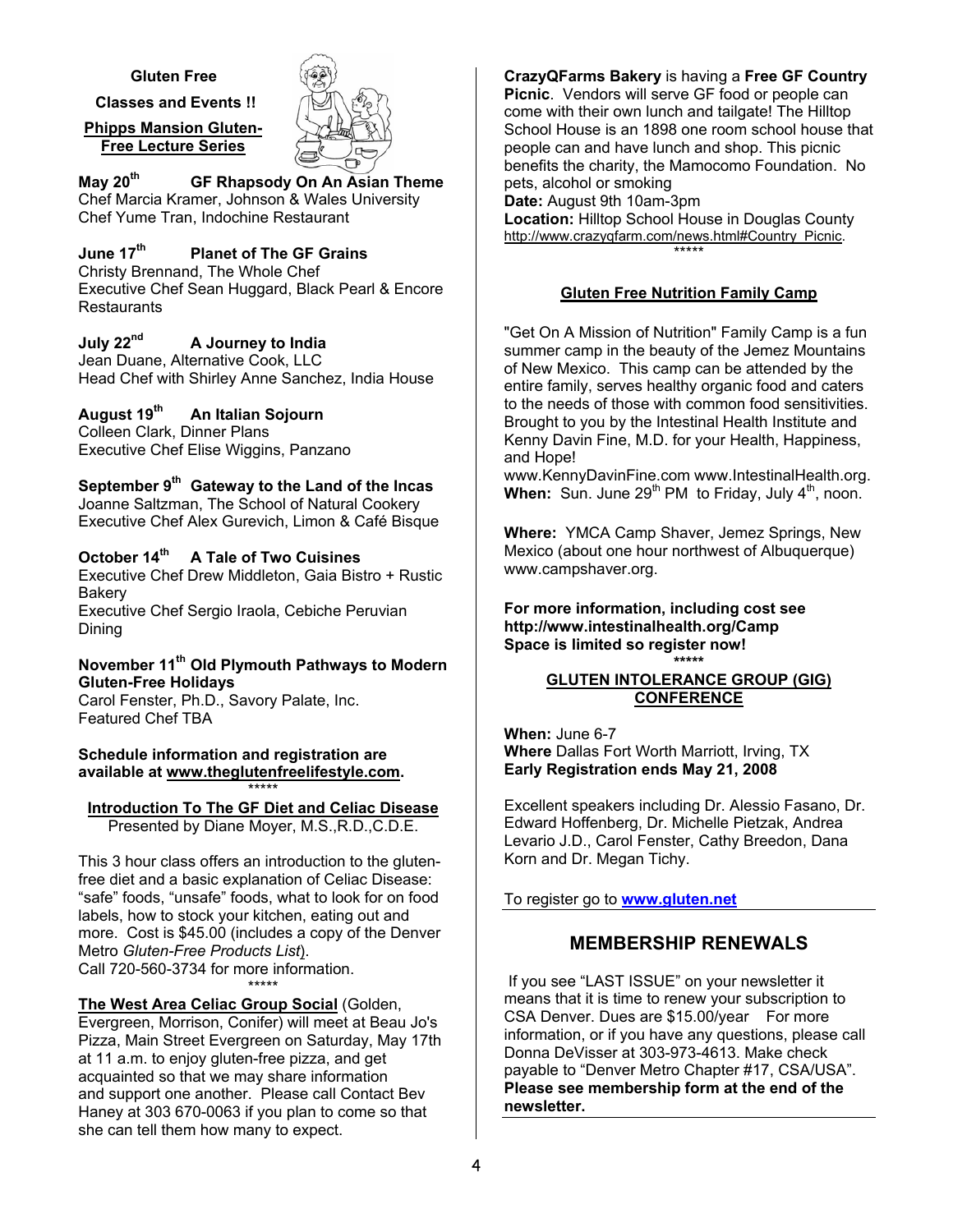**Gluten Free Classes and Events !!**

**Phipps Mansion Gluten-Free Lecture Series**

**May 20th GF Rhapsody On An Asian Theme**
Chef Marcia Kramer, Johnson & Wales University
Chef Yume Tran, Indochine Restaurant

**June 17th Planet of The GF Grains**
Christy Brennand, The Whole Chef
Executive Chef Sean Huggard, Black Pearl & Encore Restaurants

**July 22nd A Journey to India**
Jean Duane, Alternative Cook, LLC
Head Chef with Shirley Anne Sanchez, India House

**August 19th An Italian Sojourn**
Colleen Clark, Dinner Plans
Executive Chef Elise Wiggins, Panzano

**September 9th Gateway to the Land of the Incas**
Joanne Saltzman, The School of Natural Cookery
Executive Chef Alex Gurevich, Limon & Café Bisque

**October 14th A Tale of Two Cuisines**
Executive Chef Drew Middleton, Gaia Bistro + Rustic Bakery
Executive Chef Sergio Iraola, Cebiche Peruvian Dining

**November 11th Old Plymouth Pathways to Modern Gluten-Free Holidays**
Carol Fenster, Ph.D., Savory Palate, Inc.
Featured Chef TBA

**Schedule information and registration are available at www.theglutenfreelifestyle.com.**

*****

**Introduction To The GF Diet and Celiac Disease**
Presented by Diane Moyer, M.S.,R.D.,C.D.E.

This 3 hour class offers an introduction to the gluten-free diet and a basic explanation of Celiac Disease: "safe" foods, "unsafe" foods, what to look for on food labels, how to stock your kitchen, eating out and more. Cost is $45.00 (includes a copy of the Denver Metro *Gluten-Free Products List*).
Call 720-560-3734 for more information.

*****

**The West Area Celiac Group Social** (Golden, Evergreen, Morrison, Conifer) will meet at Beau Jo's Pizza, Main Street Evergreen on Saturday, May 17th at 11 a.m. to enjoy gluten-free pizza, and get acquainted so that we may share information and support one another. Please call Contact Bev Haney at 303 670-0063 if you plan to come so that she can tell them how many to expect.

**CrazyQFarms Bakery** is having a **Free GF Country Picnic**. Vendors will serve GF food or people can come with their own lunch and tailgate! The Hilltop School House is an 1898 one room school house that people can and have lunch and shop. This picnic benefits the charity, the Mamocomo Foundation. No pets, alcohol or smoking
**Date:** August 9th 10am-3pm
**Location:** Hilltop School House in Douglas County
http://www.crazyqfarm.com/news.html#Country_Picnic.

*****

**Gluten Free Nutrition Family Camp**

"Get On A Mission of Nutrition" Family Camp is a fun summer camp in the beauty of the Jemez Mountains of New Mexico. This camp can be attended by the entire family, serves healthy organic food and caters to the needs of those with common food sensitivities. Brought to you by the Intestinal Health Institute and Kenny Davin Fine, M.D. for your Health, Happiness, and Hope!
www.KennyDavinFine.com www.IntestinalHealth.org.
**When:** Sun. June 29th PM to Friday, July 4th, noon.

**Where:** YMCA Camp Shaver, Jemez Springs, New Mexico (about one hour northwest of Albuquerque) www.campshaver.org.

**For more information, including cost see http://www.intestinalhealth.org/Camp**
**Space is limited so register now!**

*****

**GLUTEN INTOLERANCE GROUP (GIG) CONFERENCE**

**When:** June 6-7
**Where** Dallas Fort Worth Marriott, Irving, TX
**Early Registration ends May 21, 2008**

Excellent speakers including Dr. Alessio Fasano, Dr. Edward Hoffenberg, Dr. Michelle Pietzak, Andrea Levario J.D., Carol Fenster, Cathy Breedon, Dana Korn and Dr. Megan Tichy.

To register go to **www.gluten.net**

## MEMBERSHIP RENEWALS

If you see "LAST ISSUE" on your newsletter it means that it is time to renew your subscription to CSA Denver. Dues are $15.00/year For more information, or if you have any questions, please call Donna DeVisser at 303-973-4613. Make check payable to "Denver Metro Chapter #17, CSA/USA". **Please see membership form at the end of the newsletter.**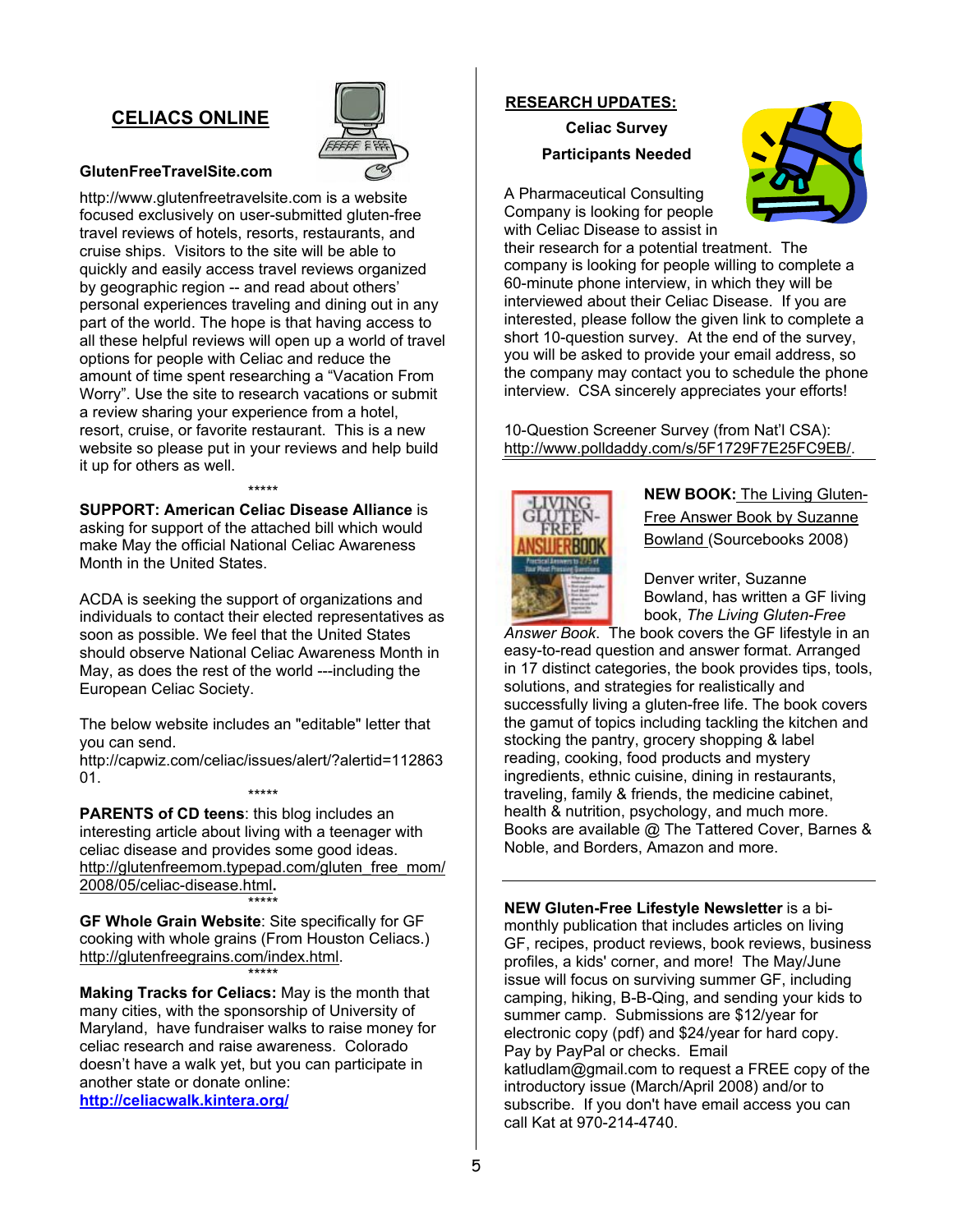## CELIACS ONLINE

**GlutenFreeTravelSite.com**

http://www.glutenfreetravelsite.com is a website focused exclusively on user-submitted gluten-free travel reviews of hotels, resorts, restaurants, and cruise ships. Visitors to the site will be able to quickly and easily access travel reviews organized by geographic region -- and read about others' personal experiences traveling and dining out in any part of the world. The hope is that having access to all these helpful reviews will open up a world of travel options for people with Celiac and reduce the amount of time spent researching a "Vacation From Worry". Use the site to research vacations or submit a review sharing your experience from a hotel, resort, cruise, or favorite restaurant. This is a new website so please put in your reviews and help build it up for others as well.

*****

**SUPPORT: American Celiac Disease Alliance** is asking for support of the attached bill which would make May the official National Celiac Awareness Month in the United States.

ACDA is seeking the support of organizations and individuals to contact their elected representatives as soon as possible. We feel that the United States should observe National Celiac Awareness Month in May, as does the rest of the world ---including the European Celiac Society.

The below website includes an "editable" letter that you can send.
http://capwiz.com/celiac/issues/alert/?alertid=11286301.

*****

**PARENTS of CD teens**: this blog includes an interesting article about living with a teenager with celiac disease and provides some good ideas.
http://glutenfreemom.typepad.com/gluten_free_mom/2008/05/celiac-disease.html.

*****

**GF Whole Grain Website**: Site specifically for GF cooking with whole grains (From Houston Celiacs.)
http://glutenfreegrains.com/index.html.

*****

**Making Tracks for Celiacs:** May is the month that many cities, with the sponsorship of University of Maryland, have fundraiser walks to raise money for celiac research and raise awareness. Colorado doesn't have a walk yet, but you can participate in another state or donate online:
**http://celiacwalk.kintera.org/**

## RESEARCH UPDATES:

**Celiac Survey**

**Participants Needed**

A Pharmaceutical Consulting Company is looking for people with Celiac Disease to assist in their research for a potential treatment. The company is looking for people willing to complete a 60-minute phone interview, in which they will be interviewed about their Celiac Disease. If you are interested, please follow the given link to complete a short 10-question survey. At the end of the survey, you will be asked to provide your email address, so the company may contact you to schedule the phone interview. CSA sincerely appreciates your efforts!

10-Question Screener Survey (from Nat'l CSA):
http://www.polldaddy.com/s/5F1729F7E25FC9EB/.

**NEW BOOK:** The Living Gluten-Free Answer Book by Suzanne Bowland (Sourcebooks 2008)

Denver writer, Suzanne Bowland, has written a GF living book, *The Living Gluten-Free Answer Book*. The book covers the GF lifestyle in an easy-to-read question and answer format. Arranged in 17 distinct categories, the book provides tips, tools, solutions, and strategies for realistically and successfully living a gluten-free life. The book covers the gamut of topics including tackling the kitchen and stocking the pantry, grocery shopping & label reading, cooking, food products and mystery ingredients, ethnic cuisine, dining in restaurants, traveling, family & friends, the medicine cabinet, health & nutrition, psychology, and much more. Books are available @ The Tattered Cover, Barnes & Noble, and Borders, Amazon and more.

---

**NEW Gluten-Free Lifestyle Newsletter** is a bi-monthly publication that includes articles on living GF, recipes, product reviews, book reviews, business profiles, a kids' corner, and more! The May/June issue will focus on surviving summer GF, including camping, hiking, B-B-Qing, and sending your kids to summer camp. Submissions are $12/year for electronic copy (pdf) and $24/year for hard copy. Pay by PayPal or checks. Email katludlam@gmail.com to request a FREE copy of the introductory issue (March/April 2008) and/or to subscribe. If you don't have email access you can call Kat at 970-214-4740.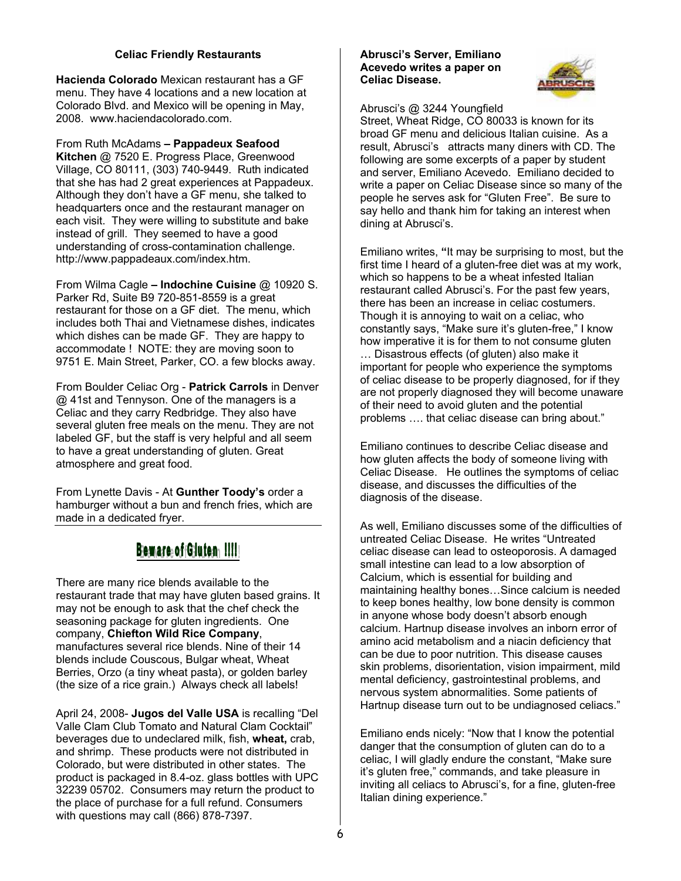### Celiac Friendly Restaurants

**Hacienda Colorado** Mexican restaurant has a GF menu. They have 4 locations and a new location at Colorado Blvd. and Mexico will be opening in May, 2008. www.haciendacolorado.com.

From Ruth McAdams **– Pappadeux Seafood Kitchen** @ 7520 E. Progress Place, Greenwood Village, CO 80111, (303) 740-9449. Ruth indicated that she has had 2 great experiences at Pappadeux. Although they don't have a GF menu, she talked to headquarters once and the restaurant manager on each visit. They were willing to substitute and bake instead of grill. They seemed to have a good understanding of cross-contamination challenge. http://www.pappadeaux.com/index.htm.

From Wilma Cagle **– Indochine Cuisine** @ 10920 S. Parker Rd, Suite B9 720-851-8559 is a great restaurant for those on a GF diet. The menu, which includes both Thai and Vietnamese dishes, indicates which dishes can be made GF. They are happy to accommodate ! NOTE: they are moving soon to 9751 E. Main Street, Parker, CO. a few blocks away.

From Boulder Celiac Org - **Patrick Carrols** in Denver @ 41st and Tennyson. One of the managers is a Celiac and they carry Redbridge. They also have several gluten free meals on the menu. They are not labeled GF, but the staff is very helpful and all seem to have a great understanding of gluten. Great atmosphere and great food.

From Lynette Davis - At **Gunther Toody's** order a hamburger without a bun and french fries, which are made in a dedicated fryer.

## Beware of Gluten !!!!

There are many rice blends available to the restaurant trade that may have gluten based grains. It may not be enough to ask that the chef check the seasoning package for gluten ingredients. One company, **Chiefton Wild Rice Company**, manufactures several rice blends. Nine of their 14 blends include Couscous, Bulgar wheat, Wheat Berries, Orzo (a tiny wheat pasta), or golden barley (the size of a rice grain.) Always check all labels!

April 24, 2008- **Jugos del Valle USA** is recalling "Del Valle Clam Club Tomato and Natural Clam Cocktail" beverages due to undeclared milk, fish, **wheat,** crab, and shrimp. These products were not distributed in Colorado, but were distributed in other states. The product is packaged in 8.4-oz. glass bottles with UPC 32239 05702. Consumers may return the product to the place of purchase for a full refund. Consumers with questions may call (866) 878-7397.

### Abrusci's Server, Emiliano Acevedo writes a paper on Celiac Disease.

Abrusci's @ 3244 Youngfield Street, Wheat Ridge, CO 80033 is known for its broad GF menu and delicious Italian cuisine. As a result, Abrusci's attracts many diners with CD. The following are some excerpts of a paper by student and server, Emiliano Acevedo. Emiliano decided to write a paper on Celiac Disease since so many of the people he serves ask for "Gluten Free". Be sure to say hello and thank him for taking an interest when dining at Abrusci's.

Emiliano writes, **"**It may be surprising to most, but the first time I heard of a gluten-free diet was at my work, which so happens to be a wheat infested Italian restaurant called Abrusci's. For the past few years, there has been an increase in celiac costumers. Though it is annoying to wait on a celiac, who constantly says, "Make sure it's gluten-free," I know how imperative it is for them to not consume gluten … Disastrous effects (of gluten) also make it important for people who experience the symptoms of celiac disease to be properly diagnosed, for if they are not properly diagnosed they will become unaware of their need to avoid gluten and the potential problems …. that celiac disease can bring about."

Emiliano continues to describe Celiac disease and how gluten affects the body of someone living with Celiac Disease. He outlines the symptoms of celiac disease, and discusses the difficulties of the diagnosis of the disease.

As well, Emiliano discusses some of the difficulties of untreated Celiac Disease. He writes "Untreated celiac disease can lead to osteoporosis. A damaged small intestine can lead to a low absorption of Calcium, which is essential for building and maintaining healthy bones…Since calcium is needed to keep bones healthy, low bone density is common in anyone whose body doesn't absorb enough calcium. Hartnup disease involves an inborn error of amino acid metabolism and a niacin deficiency that can be due to poor nutrition. This disease causes skin problems, disorientation, vision impairment, mild mental deficiency, gastrointestinal problems, and nervous system abnormalities. Some patients of Hartnup disease turn out to be undiagnosed celiacs."

Emiliano ends nicely: "Now that I know the potential danger that the consumption of gluten can do to a celiac, I will gladly endure the constant, "Make sure it's gluten free," commands, and take pleasure in inviting all celiacs to Abrusci's, for a fine, gluten-free Italian dining experience."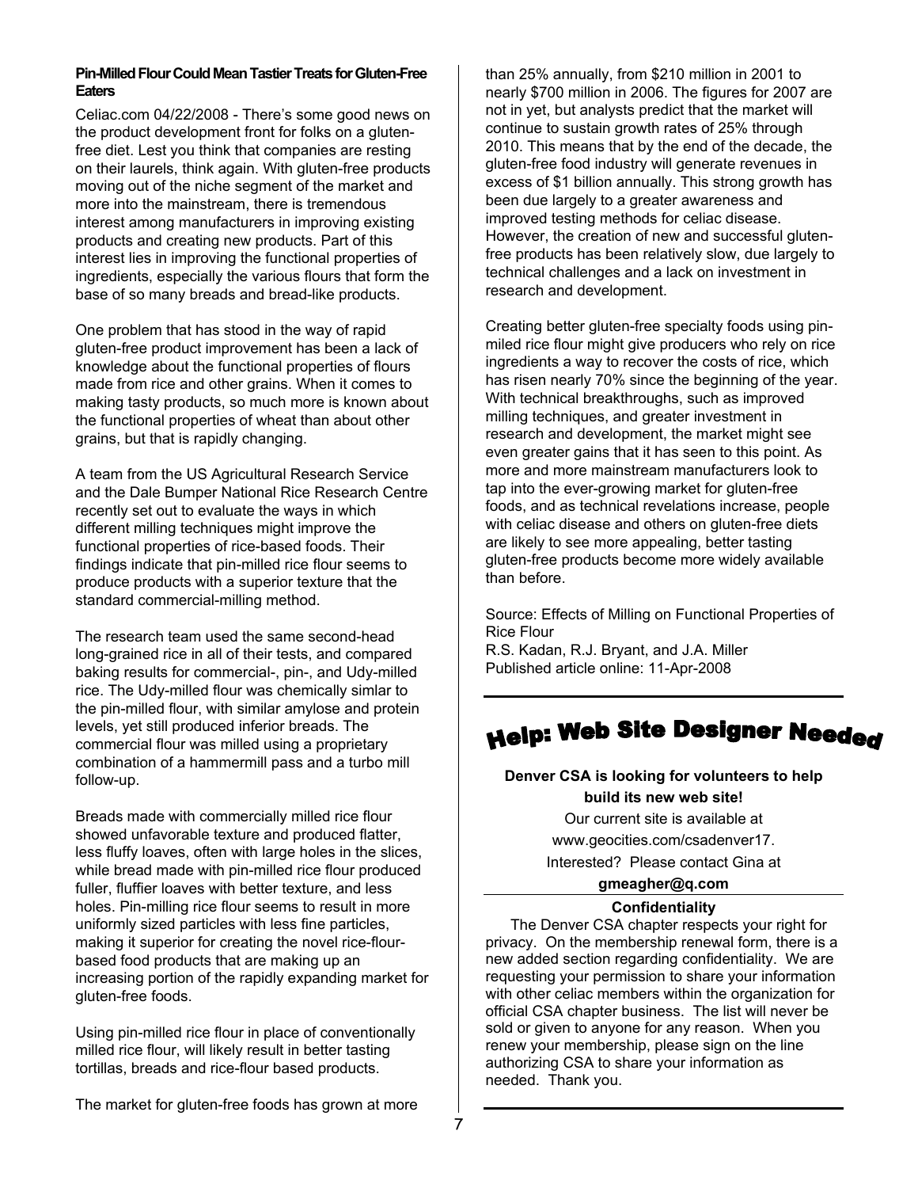### Pin-Milled Flour Could Mean Tastier Treats for Gluten-Free Eaters

Celiac.com 04/22/2008 - There's some good news on the product development front for folks on a gluten-free diet. Lest you think that companies are resting on their laurels, think again. With gluten-free products moving out of the niche segment of the market and more into the mainstream, there is tremendous interest among manufacturers in improving existing products and creating new products. Part of this interest lies in improving the functional properties of ingredients, especially the various flours that form the base of so many breads and bread-like products.

One problem that has stood in the way of rapid gluten-free product improvement has been a lack of knowledge about the functional properties of flours made from rice and other grains. When it comes to making tasty products, so much more is known about the functional properties of wheat than about other grains, but that is rapidly changing.

A team from the US Agricultural Research Service and the Dale Bumper National Rice Research Centre recently set out to evaluate the ways in which different milling techniques might improve the functional properties of rice-based foods. Their findings indicate that pin-milled rice flour seems to produce products with a superior texture that the standard commercial-milling method.

The research team used the same second-head long-grained rice in all of their tests, and compared baking results for commercial-, pin-, and Udy-milled rice. The Udy-milled flour was chemically simlar to the pin-milled flour, with similar amylose and protein levels, yet still produced inferior breads. The commercial flour was milled using a proprietary combination of a hammermill pass and a turbo mill follow-up.

Breads made with commercially milled rice flour showed unfavorable texture and produced flatter, less fluffy loaves, often with large holes in the slices, while bread made with pin-milled rice flour produced fuller, fluffier loaves with better texture, and less holes. Pin-milling rice flour seems to result in more uniformly sized particles with less fine particles, making it superior for creating the novel rice-flour-based food products that are making up an increasing portion of the rapidly expanding market for gluten-free foods.

Using pin-milled rice flour in place of conventionally milled rice flour, will likely result in better tasting tortillas, breads and rice-flour based products.

The market for gluten-free foods has grown at more than 25% annually, from $210 million in 2001 to nearly $700 million in 2006. The figures for 2007 are not in yet, but analysts predict that the market will continue to sustain growth rates of 25% through 2010. This means that by the end of the decade, the gluten-free food industry will generate revenues in excess of $1 billion annually. This strong growth has been due largely to a greater awareness and improved testing methods for celiac disease. However, the creation of new and successful gluten-free products has been relatively slow, due largely to technical challenges and a lack on investment in research and development.

Creating better gluten-free specialty foods using pin-miled rice flour might give producers who rely on rice ingredients a way to recover the costs of rice, which has risen nearly 70% since the beginning of the year. With technical breakthroughs, such as improved milling techniques, and greater investment in research and development, the market might see even greater gains that it has seen to this point. As more and more mainstream manufacturers look to tap into the ever-growing market for gluten-free foods, and as technical revelations increase, people with celiac disease and others on gluten-free diets are likely to see more appealing, better tasting gluten-free products become more widely available than before.

Source: Effects of Milling on Functional Properties of Rice Flour
R.S. Kadan, R.J. Bryant, and J.A. Miller
Published article online: 11-Apr-2008

## Help: Web Site Designer Needed

**Denver CSA is looking for volunteers to help build its new web site!**

Our current site is available at www.geocities.com/csadenver17.

Interested? Please contact Gina at

**gmeagher@q.com**

### Confidentiality

The Denver CSA chapter respects your right for privacy. On the membership renewal form, there is a new added section regarding confidentiality. We are requesting your permission to share your information with other celiac members within the organization for official CSA chapter business. The list will never be sold or given to anyone for any reason. When you renew your membership, please sign on the line authorizing CSA to share your information as needed. Thank you.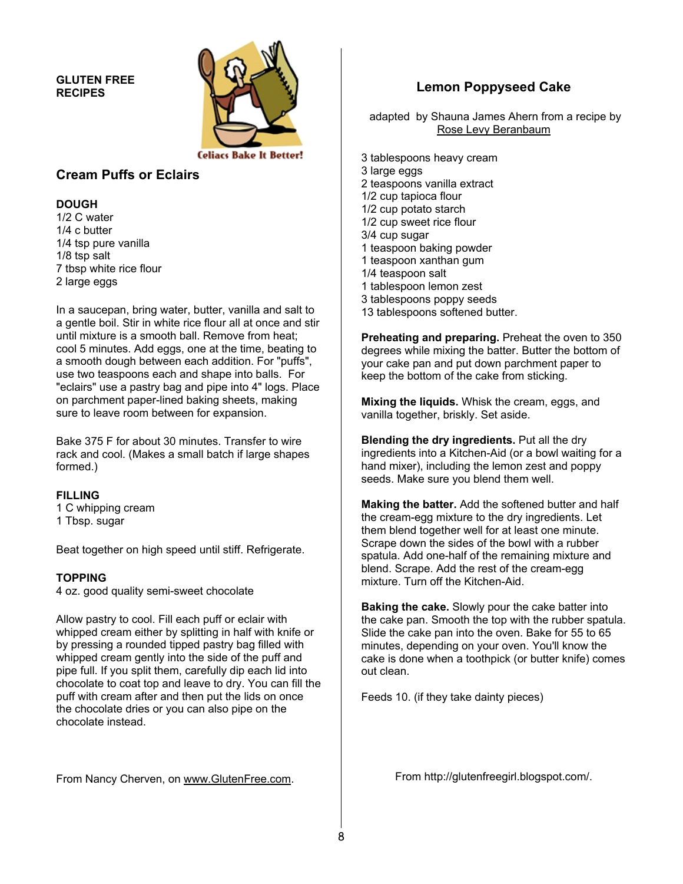**GLUTEN FREE RECIPES**

Celiacs Bake It Better!

## Cream Puffs or Eclairs

**DOUGH**

1/2 C water
1/4 c butter
1/4 tsp pure vanilla
1/8 tsp salt
7 tbsp white rice flour
2 large eggs

In a saucepan, bring water, butter, vanilla and salt to a gentle boil. Stir in white rice flour all at once and stir until mixture is a smooth ball. Remove from heat; cool 5 minutes. Add eggs, one at the time, beating to a smooth dough between each addition. For "puffs", use two teaspoons each and shape into balls. For "eclairs" use a pastry bag and pipe into 4" logs. Place on parchment paper-lined baking sheets, making sure to leave room between for expansion.

Bake 375 F for about 30 minutes. Transfer to wire rack and cool. (Makes a small batch if large shapes formed.)

**FILLING**

1 C whipping cream
1 Tbsp. sugar

Beat together on high speed until stiff. Refrigerate.

**TOPPING**

4 oz. good quality semi-sweet chocolate

Allow pastry to cool. Fill each puff or eclair with whipped cream either by splitting in half with knife or by pressing a rounded tipped pastry bag filled with whipped cream gently into the side of the puff and pipe full. If you split them, carefully dip each lid into chocolate to coat top and leave to dry. You can fill the puff with cream after and then put the lids on once the chocolate dries or you can also pipe on the chocolate instead.

From Nancy Cherven, on www.GlutenFree.com.

## Lemon Poppyseed Cake

adapted by Shauna James Ahern from a recipe by Rose Levy Beranbaum

3 tablespoons heavy cream
3 large eggs
2 teaspoons vanilla extract
1/2 cup tapioca flour
1/2 cup potato starch
1/2 cup sweet rice flour
3/4 cup sugar
1 teaspoon baking powder
1 teaspoon xanthan gum
1/4 teaspoon salt
1 tablespoon lemon zest
3 tablespoons poppy seeds
13 tablespoons softened butter.

**Preheating and preparing.** Preheat the oven to 350 degrees while mixing the batter. Butter the bottom of your cake pan and put down parchment paper to keep the bottom of the cake from sticking.

**Mixing the liquids.** Whisk the cream, eggs, and vanilla together, briskly. Set aside.

**Blending the dry ingredients.** Put all the dry ingredients into a Kitchen-Aid (or a bowl waiting for a hand mixer), including the lemon zest and poppy seeds. Make sure you blend them well.

**Making the batter.** Add the softened butter and half the cream-egg mixture to the dry ingredients. Let them blend together well for at least one minute. Scrape down the sides of the bowl with a rubber spatula. Add one-half of the remaining mixture and blend. Scrape. Add the rest of the cream-egg mixture. Turn off the Kitchen-Aid.

**Baking the cake.** Slowly pour the cake batter into the cake pan. Smooth the top with the rubber spatula. Slide the cake pan into the oven. Bake for 55 to 65 minutes, depending on your oven. You'll know the cake is done when a toothpick (or butter knife) comes out clean.

Feeds 10. (if they take dainty pieces)

From http://glutenfreegirl.blogspot.com/.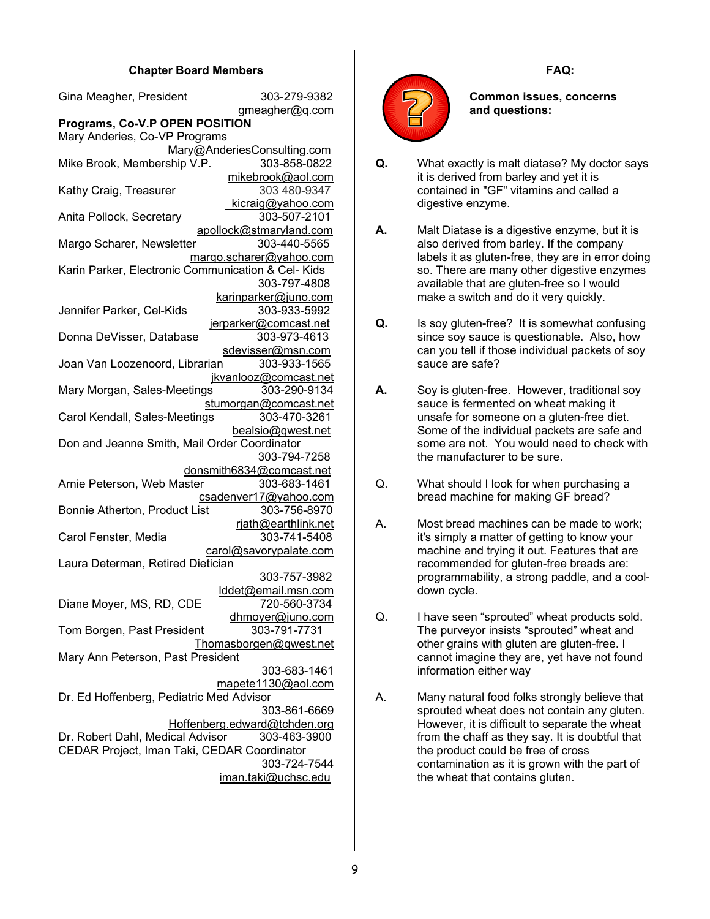### Chapter Board Members

Gina Meagher, President 303-279-9382
gmeagher@q.com

**Programs, Co-V.P OPEN POSITION**

Mary Anderies, Co-VP Programs
Mary@AnderiesConsulting.com

Mike Brook, Membership V.P. 303-858-0822
mikebrook@aol.com

Kathy Craig, Treasurer 303 480-9347
kicraig@yahoo.com

Anita Pollock, Secretary 303-507-2101
apollock@stmaryland.com

Margo Scharer, Newsletter 303-440-5565
margo.scharer@yahoo.com

Karin Parker, Electronic Communication & Cel- Kids 303-797-4808
karinparker@juno.com

Jennifer Parker, Cel-Kids 303-933-5992
jerparker@comcast.net

Donna DeVisser, Database 303-973-4613
sdevisser@msn.com

Joan Van Loozenoord, Librarian 303-933-1565
jkvanlooz@comcast.net

Mary Morgan, Sales-Meetings 303-290-9134
stumorgan@comcast.net

Carol Kendall, Sales-Meetings 303-470-3261
bealsio@qwest.net

Don and Jeanne Smith, Mail Order Coordinator 303-794-7258
donsmith6834@comcast.net

Arnie Peterson, Web Master 303-683-1461
csadenver17@yahoo.com

Bonnie Atherton, Product List 303-756-8970
rjath@earthlink.net

Carol Fenster, Media 303-741-5408
carol@savorypalate.com

Laura Determan, Retired Dietician 303-757-3982
lddet@email.msn.com

Diane Moyer, MS, RD, CDE 720-560-3734
dhmoyer@juno.com

Tom Borgen, Past President 303-791-7731
Thomasborgen@qwest.net

Mary Ann Peterson, Past President 303-683-1461
mapete1130@aol.com

Dr. Ed Hoffenberg, Pediatric Med Advisor 303-861-6669
Hoffenberg.edward@tchden.org

Dr. Robert Dahl, Medical Advisor 303-463-3900

CEDAR Project, Iman Taki, CEDAR Coordinator 303-724-7544
iman.taki@uchsc.edu

### FAQ:

**Common issues, concerns and questions:**

**Q.** What exactly is malt diatase? My doctor says it is derived from barley and yet it is contained in "GF" vitamins and called a digestive enzyme.

**A.** Malt Diatase is a digestive enzyme, but it is also derived from barley. If the company labels it as gluten-free, they are in error doing so. There are many other digestive enzymes available that are gluten-free so I would make a switch and do it very quickly.

**Q.** Is soy gluten-free? It is somewhat confusing since soy sauce is questionable. Also, how can you tell if those individual packets of soy sauce are safe?

**A.** Soy is gluten-free. However, traditional soy sauce is fermented on wheat making it unsafe for someone on a gluten-free diet. Some of the individual packets are safe and some are not. You would need to check with the manufacturer to be sure.

Q. What should I look for when purchasing a bread machine for making GF bread?

A. Most bread machines can be made to work; it's simply a matter of getting to know your machine and trying it out. Features that are recommended for gluten-free breads are: programmability, a strong paddle, and a cool-down cycle.

Q. I have seen "sprouted" wheat products sold. The purveyor insists "sprouted" wheat and other grains with gluten are gluten-free. I cannot imagine they are, yet have not found information either way

A. Many natural food folks strongly believe that sprouted wheat does not contain any gluten. However, it is difficult to separate the wheat from the chaff as they say. It is doubtful that the product could be free of cross contamination as it is grown with the part of the wheat that contains gluten.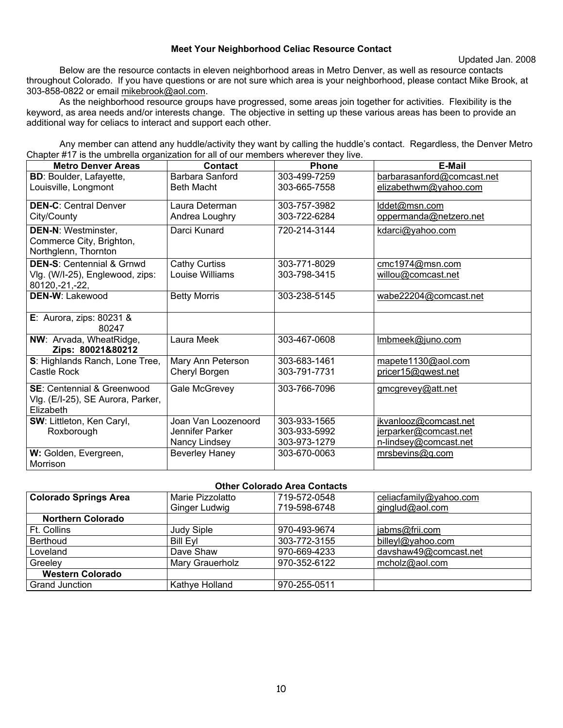## Meet Your Neighborhood Celiac Resource Contact

Updated Jan. 2008

Below are the resource contacts in eleven neighborhood areas in Metro Denver, as well as resource contacts throughout Colorado. If you have questions or are not sure which area is your neighborhood, please contact Mike Brook, at 303-858-0822 or email mikebrook@aol.com.

As the neighborhood resource groups have progressed, some areas join together for activities. Flexibility is the keyword, as area needs and/or interests change. The objective in setting up these various areas has been to provide an additional way for celiacs to interact and support each other.

Any member can attend any huddle/activity they want by calling the huddle's contact. Regardless, the Denver Metro Chapter #17 is the umbrella organization for all of our members wherever they live.

| Metro Denver Areas | Contact | Phone | E-Mail |
|---|---|---|---|
| **BD**: Boulder, Lafayette, Louisville, Longmont | Barbara Sanford<br>Beth Macht | 303-499-7259<br>303-665-7558 | barbarasanford@comcast.net<br>elizabethwm@yahoo.com |
| **DEN-C**: Central Denver City/County | Laura Determan<br>Andrea Loughry | 303-757-3982<br>303-722-6284 | lddet@msn.com<br>oppermanda@netzero.net |
| **DEN-N**: Westminster, Commerce City, Brighton, Northglenn, Thornton | Darci Kunard | 720-214-3144 | kdarci@yahoo.com |
| **DEN-S**: Centennial & Grnwd Vlg. (W/I-25), Englewood, zips: 80120,-21,-22, | Cathy Curtiss<br>Louise Williams | 303-771-8029<br>303-798-3415 | cmc1974@msn.com<br>willou@comcast.net |
| **DEN-W**: Lakewood | Betty Morris | 303-238-5145 | wabe22204@comcast.net |
| **E**: Aurora, zips: 80231 & 80247 | | | |
| **NW**: Arvada, WheatRidge, **Zips: 80021&80212** | Laura Meek | 303-467-0608 | lmbmeek@juno.com |
| **S**: Highlands Ranch, Lone Tree, Castle Rock | Mary Ann Peterson<br>Cheryl Borgen | 303-683-1461<br>303-791-7731 | mapete1130@aol.com<br>pricer15@qwest.net |
| **SE**: Centennial & Greenwood Vlg. (E/I-25), SE Aurora, Parker, Elizabeth | Gale McGrevey | 303-766-7096 | gmcgrevey@att.net |
| **SW**: Littleton, Ken Caryl, Roxborough | Joan Van Loozenoord<br>Jennifer Parker<br>Nancy Lindsey | 303-933-1565<br>303-933-5992<br>303-973-1279 | jkvanlooz@comcast.net<br>jerparker@comcast.net<br>n-lindsey@comcast.net |
| **W:** Golden, Evergreen, Morrison | Beverley Haney | 303-670-0063 | mrsbevins@q.com |

### Other Colorado Area Contacts

| | | | |
|---|---|---|---|
| **Colorado Springs Area** | Marie Pizzolatto<br>Ginger Ludwig | 719-572-0548<br>719-598-6748 | celiacfamily@yahoo.com<br>ginglud@aol.com |
| **Northern Colorado** | | | |
| Ft. Collins | Judy Siple | 970-493-9674 | jabms@frii.com |
| Berthoud | Bill Eyl | 303-772-3155 | billeyl@yahoo.com |
| Loveland | Dave Shaw | 970-669-4233 | davshaw49@comcast.net |
| Greeley | Mary Grauerholz | 970-352-6122 | mcholz@aol.com |
| **Western Colorado** | | | |
| Grand Junction | Kathye Holland | 970-255-0511 | |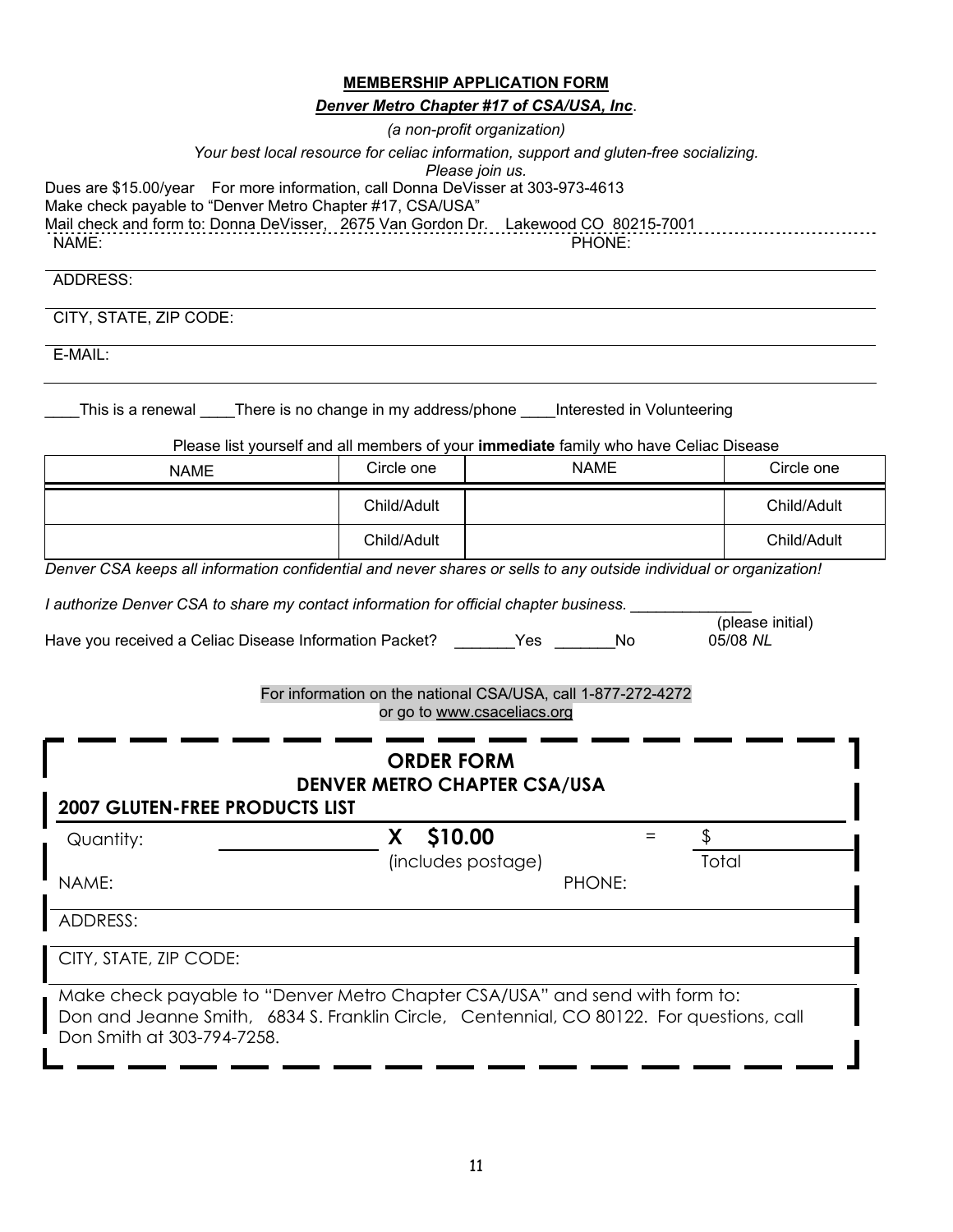**MEMBERSHIP APPLICATION FORM**

***Denver Metro Chapter #17 of CSA/USA, Inc.***

*(a non-profit organization)*

*Your best local resource for celiac information, support and gluten-free socializing.*

*Please join us.*

Dues are $15.00/year For more information, call Donna DeVisser at 303-973-4613

Make check payable to "Denver Metro Chapter #17, CSA/USA"

Mail check and form to: Donna DeVisser, 2675 Van Gordon Dr. Lakewood CO 80215-7001

NAME: PHONE:

ADDRESS:

CITY, STATE, ZIP CODE:

E-MAIL:

____This is a renewal ____There is no change in my address/phone ____Interested in Volunteering

Please list yourself and all members of your **immediate** family who have Celiac Disease

| NAME | Circle one | NAME | Circle one |
|---|---|---|---|
| | Child/Adult | | Child/Adult |
| | Child/Adult | | Child/Adult |

*Denver CSA keeps all information confidential and never shares or sells to any outside individual or organization!*

*I authorize Denver CSA to share my contact information for official chapter business.* ______________ (please initial)

Have you received a Celiac Disease Information Packet? _______Yes _______No

05/08 *NL*

For information on the national CSA/USA, call 1-877-272-4272
or go to www.csaceliacs.org

**ORDER FORM**
**DENVER METRO CHAPTER CSA/USA**

**2007 GLUTEN-FREE PRODUCTS LIST**

Quantity: ______________ **X $10.00** (includes postage) = $______ Total

NAME: PHONE:

ADDRESS:

CITY, STATE, ZIP CODE:

Make check payable to "Denver Metro Chapter CSA/USA" and send with form to:
Don and Jeanne Smith, 6834 S. Franklin Circle, Centennial, CO 80122. For questions, call Don Smith at 303-794-7258.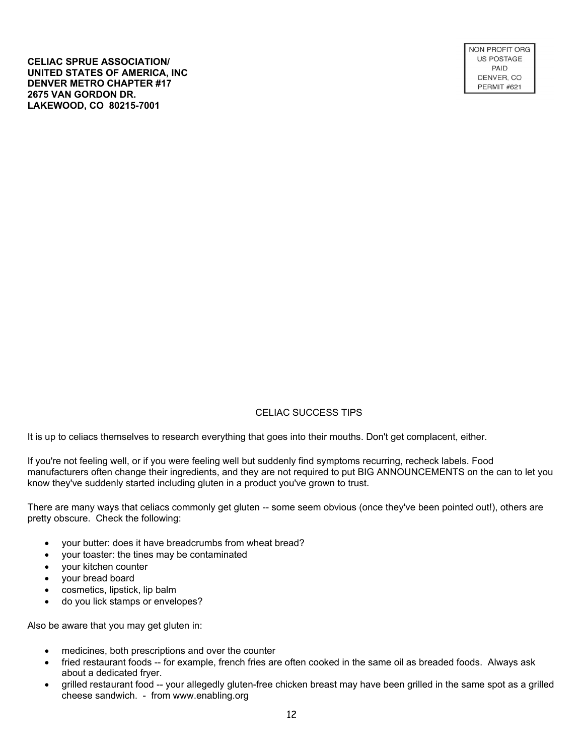**CELIAC SPRUE ASSOCIATION/**
**UNITED STATES OF AMERICA, INC**
**DENVER METRO CHAPTER #17**
**2675 VAN GORDON DR.**
**LAKEWOOD, CO 80215-7001**

NON PROFIT ORG
US POSTAGE
PAID
DENVER, CO
PERMIT #621

## CELIAC SUCCESS TIPS

It is up to celiacs themselves to research everything that goes into their mouths. Don't get complacent, either.

If you're not feeling well, or if you were feeling well but suddenly find symptoms recurring, recheck labels. Food manufacturers often change their ingredients, and they are not required to put BIG ANNOUNCEMENTS on the can to let you know they've suddenly started including gluten in a product you've grown to trust.

There are many ways that celiacs commonly get gluten -- some seem obvious (once they've been pointed out!), others are pretty obscure. Check the following:

- your butter: does it have breadcrumbs from wheat bread?
- your toaster: the tines may be contaminated
- your kitchen counter
- your bread board
- cosmetics, lipstick, lip balm
- do you lick stamps or envelopes?

Also be aware that you may get gluten in:

- medicines, both prescriptions and over the counter
- fried restaurant foods -- for example, french fries are often cooked in the same oil as breaded foods. Always ask about a dedicated fryer.
- grilled restaurant food -- your allegedly gluten-free chicken breast may have been grilled in the same spot as a grilled cheese sandwich. - from www.enabling.org